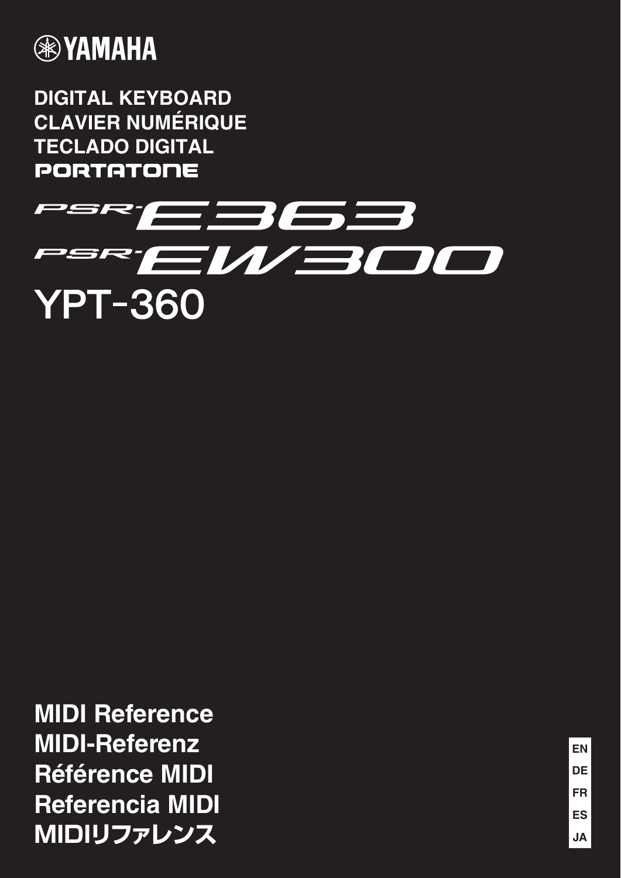YAMAHA

**DIGITAL KEYBOARD**
**CLAVIER NUMÉRIQUE**
**TECLADO DIGITAL**
**PORTATONE**

# PSR-E363
# PSR-EW300
# YPT-360

## MIDI Reference
## MIDI-Referenz
## Référence MIDI
## Referencia MIDI
## MIDIリファレンス

EN
DE
FR
ES
JA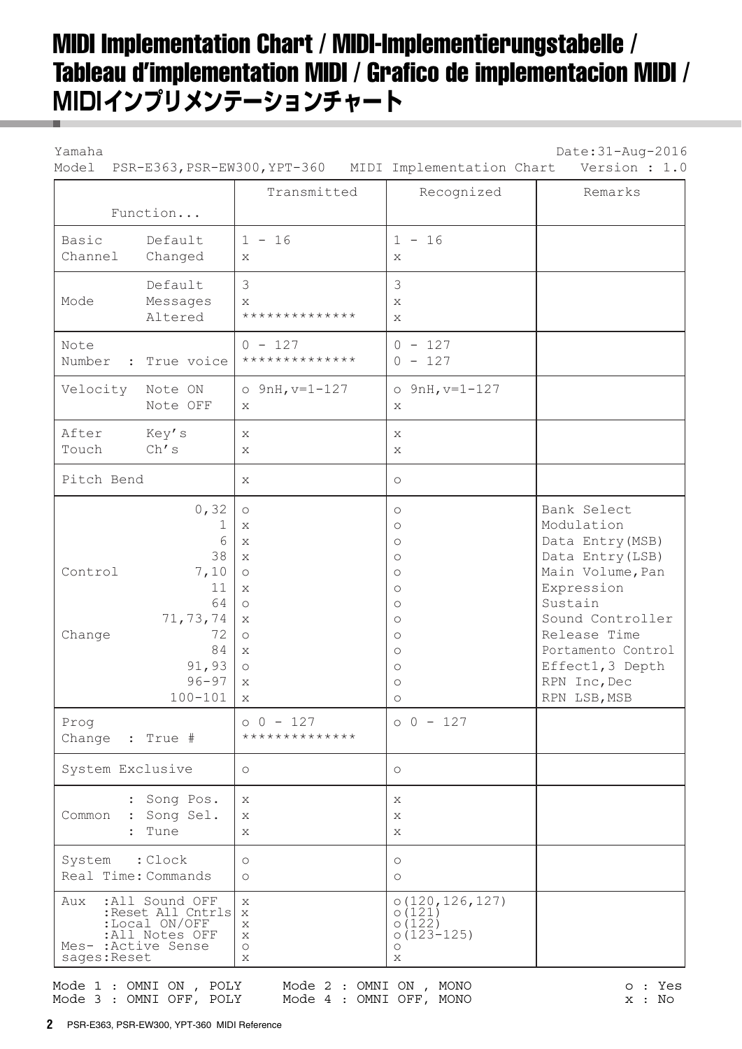# MIDI Implementation Chart / MIDI-Implementierungstabelle / Tableau d'implementation MIDI / Grafico de implementacion MIDI / MIDIインプリメンテーションチャート

Yamaha Date:31-Aug-2016
Model PSR-E363,PSR-EW300,YPT-360 MIDI Implementation Chart Version : 1.0

| Function... | | Transmitted | Recognized | Remarks |
|---|---|---|---|---|
| Basic Channel | Default | 1 - 16 | 1 - 16 | |
| | Changed | x | x | |
| Mode | Default | 3 | 3 | |
| | Messages | x | x | |
| | Altered | ************** | x | |
| Note Number | | 0 - 127 | 0 - 127 | |
| | : True voice | ************** | 0 - 127 | |
| Velocity | Note ON | o 9nH,v=1-127 | o 9nH,v=1-127 | |
| | Note OFF | x | x | |
| After Touch | Key's | x | x | |
| | Ch's | x | x | |
| Pitch Bend | | x | o | |
| Control Change | 0,32 | o | o | Bank Select |
| | 1 | x | o | Modulation |
| | 6 | x | o | Data Entry(MSB) |
| | 38 | x | o | Data Entry(LSB) |
| | 7,10 | o | o | Main Volume,Pan |
| | 11 | x | o | Expression |
| | 64 | o | o | Sustain |
| | 71,73,74 | x | o | Sound Controller |
| | 72 | o | o | Release Time |
| | 84 | x | o | Portamento Control |
| | 91,93 | o | o | Effect1,3 Depth |
| | 96-97 | x | o | RPN Inc,Dec |
| | 100-101 | x | o | RPN LSB,MSB |
| Prog Change | | o 0 - 127 | o 0 - 127 | |
| | : True # | ************** | | |
| System Exclusive | | o | o | |
| Common | : Song Pos. | x | x | |
| | : Song Sel. | x | x | |
| | : Tune | x | x | |
| System Real Time | :Clock | o | o | |
| | :Commands | o | o | |
| Aux Mes-sages | :All Sound OFF | x | o(120,126,127) | |
| | :Reset All Cntrls | x | o(121) | |
| | :Local ON/OFF | x | o(122) | |
| | :All Notes OFF | x | o(123-125) | |
| | :Active Sense | o | o | |
| | :Reset | x | x | |

Mode 1 : OMNI ON , POLY Mode 2 : OMNI ON , MONO o : Yes
Mode 3 : OMNI OFF, POLY Mode 4 : OMNI OFF, MONO x : No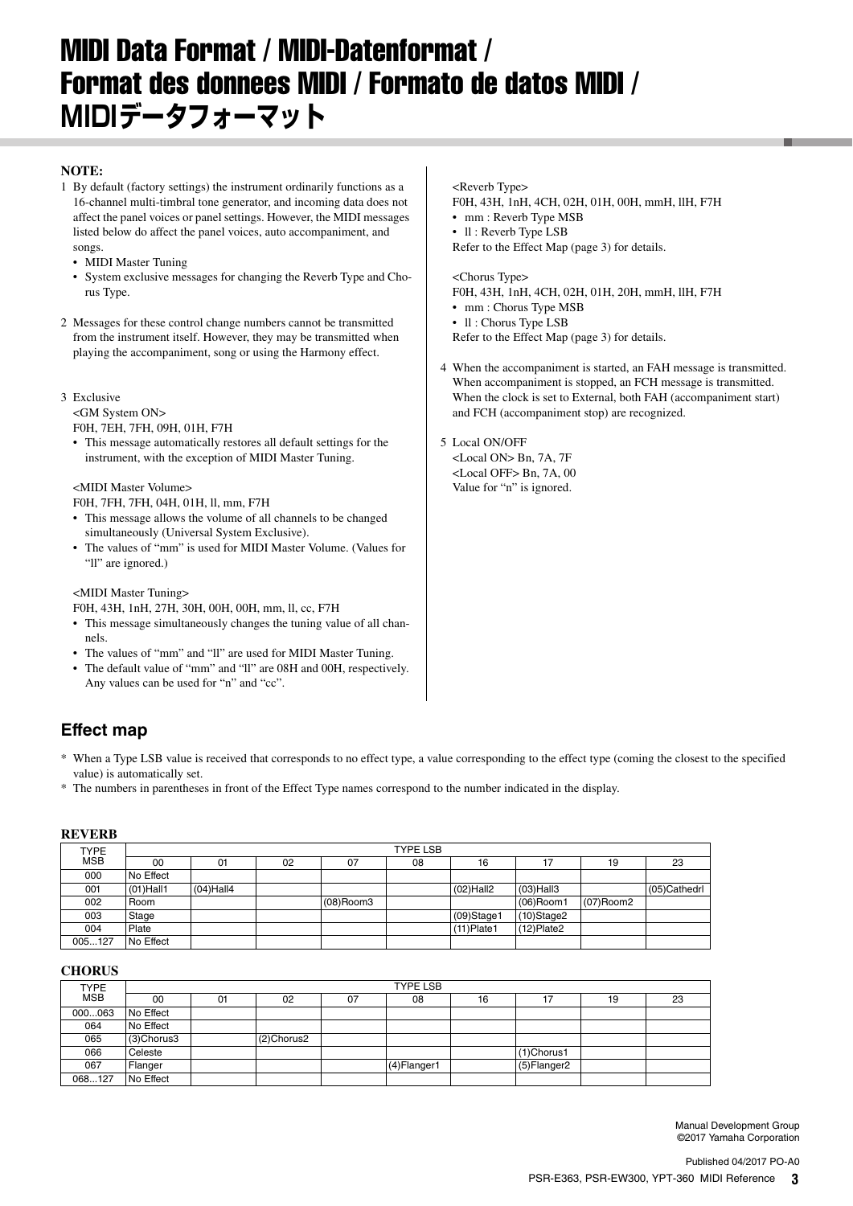# MIDI Data Format / MIDI-Datenformat / Format des donnees MIDI / Formato de datos MIDI / MIDIデータフォーマット

**NOTE:**

1 By default (factory settings) the instrument ordinarily functions as a 16-channel multi-timbral tone generator, and incoming data does not affect the panel voices or panel settings. However, the MIDI messages listed below do affect the panel voices, auto accompaniment, and songs.
   - MIDI Master Tuning
   - System exclusive messages for changing the Reverb Type and Chorus Type.

2 Messages for these control change numbers cannot be transmitted from the instrument itself. However, they may be transmitted when playing the accompaniment, song or using the Harmony effect.

3 Exclusive

<GM System ON>
F0H, 7EH, 7FH, 09H, 01H, F7H
- This message automatically restores all default settings for the instrument, with the exception of MIDI Master Tuning.

<MIDI Master Volume>
F0H, 7FH, 7FH, 04H, 01H, ll, mm, F7H
- This message allows the volume of all channels to be changed simultaneously (Universal System Exclusive).
- The values of "mm" is used for MIDI Master Volume. (Values for "ll" are ignored.)

<MIDI Master Tuning>
F0H, 43H, 1nH, 27H, 30H, 00H, 00H, mm, ll, cc, F7H
- This message simultaneously changes the tuning value of all channels.
- The values of "mm" and "ll" are used for MIDI Master Tuning.
- The default value of "mm" and "ll" are 08H and 00H, respectively. Any values can be used for "n" and "cc".

<Reverb Type>
F0H, 43H, 1nH, 4CH, 02H, 01H, 00H, mmH, llH, F7H
- mm : Reverb Type MSB
- ll : Reverb Type LSB

Refer to the Effect Map (page 3) for details.

<Chorus Type>
F0H, 43H, 1nH, 4CH, 02H, 01H, 20H, mmH, llH, F7H
- mm : Chorus Type MSB
- ll : Chorus Type LSB

Refer to the Effect Map (page 3) for details.

4 When the accompaniment is started, an FAH message is transmitted. When accompaniment is stopped, an FCH message is transmitted. When the clock is set to External, both FAH (accompaniment start) and FCH (accompaniment stop) are recognized.

5 Local ON/OFF
<Local ON> Bn, 7A, 7F
<Local OFF> Bn, 7A, 00
Value for "n" is ignored.

## Effect map

\* When a Type LSB value is received that corresponds to no effect type, a value corresponding to the effect type (coming the closest to the specified value) is automatically set.
\* The numbers in parentheses in front of the Effect Type names correspond to the number indicated in the display.

**REVERB**

| TYPE MSB | TYPE LSB | | | | | | | | |
|---|---|---|---|---|---|---|---|---|---|
| | 00 | 01 | 02 | 07 | 08 | 16 | 17 | 19 | 23 |
| 000 | No Effect | | | | | | | | |
| 001 | (01)Hall1 | (04)Hall4 | | | | (02)Hall2 | (03)Hall3 | | (05)Cathedrl |
| 002 | Room | | | (08)Room3 | | | (06)Room1 | (07)Room2 | |
| 003 | Stage | | | | | (09)Stage1 | (10)Stage2 | | |
| 004 | Plate | | | | | (11)Plate1 | (12)Plate2 | | |
| 005...127 | No Effect | | | | | | | | |

**CHORUS**

| TYPE MSB | TYPE LSB | | | | | | | | |
|---|---|---|---|---|---|---|---|---|---|
| | 00 | 01 | 02 | 07 | 08 | 16 | 17 | 19 | 23 |
| 000...063 | No Effect | | | | | | | | |
| 064 | No Effect | | | | | | | | |
| 065 | (3)Chorus3 | | (2)Chorus2 | | | | | | |
| 066 | Celeste | | | | | | (1)Chorus1 | | |
| 067 | Flanger | | | | (4)Flanger1 | | (5)Flanger2 | | |
| 068...127 | No Effect | | | | | | | | |

Manual Development Group
©2017 Yamaha Corporation

Published 04/2017 PO-A0